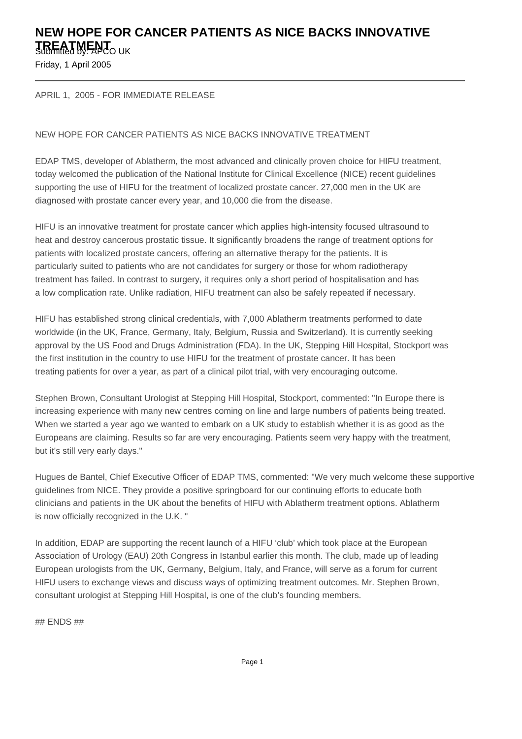# NEW HOPE FOR CANCER PATIENTS AS NICE BACKS INNOVATIVE TREATMENT

Submitted by: APCO UK

Friday, 1 April 2005

---

APRIL 1, 2005 - FOR IMMEDIATE RELEASE

NEW HOPE FOR CANCER PATIENTS AS NICE BACKS INNOVATIVE TREATMENT

EDAP TMS, developer of Ablatherm, the most advanced and clinically proven choice for HIFU treatment, today welcomed the publication of the National Institute for Clinical Excellence (NICE) recent guidelines supporting the use of HIFU for the treatment of localized prostate cancer. 27,000 men in the UK are diagnosed with prostate cancer every year, and 10,000 die from the disease.

HIFU is an innovative treatment for prostate cancer which applies high-intensity focused ultrasound to heat and destroy cancerous prostatic tissue. It significantly broadens the range of treatment options for patients with localized prostate cancers, offering an alternative therapy for the patients. It is particularly suited to patients who are not candidates for surgery or those for whom radiotherapy treatment has failed. In contrast to surgery, it requires only a short period of hospitalisation and has a low complication rate. Unlike radiation, HIFU treatment can also be safely repeated if necessary.

HIFU has established strong clinical credentials, with 7,000 Ablatherm treatments performed to date worldwide (in the UK, France, Germany, Italy, Belgium, Russia and Switzerland). It is currently seeking approval by the US Food and Drugs Administration (FDA). In the UK, Stepping Hill Hospital, Stockport was the first institution in the country to use HIFU for the treatment of prostate cancer. It has been treating patients for over a year, as part of a clinical pilot trial, with very encouraging outcome.

Stephen Brown, Consultant Urologist at Stepping Hill Hospital, Stockport, commented: "In Europe there is increasing experience with many new centres coming on line and large numbers of patients being treated. When we started a year ago we wanted to embark on a UK study to establish whether it is as good as the Europeans are claiming. Results so far are very encouraging. Patients seem very happy with the treatment, but it's still very early days."

Hugues de Bantel, Chief Executive Officer of EDAP TMS, commented: "We very much welcome these supportive guidelines from NICE. They provide a positive springboard for our continuing efforts to educate both clinicians and patients in the UK about the benefits of HIFU with Ablatherm treatment options. Ablatherm is now officially recognized in the U.K. "

In addition, EDAP are supporting the recent launch of a HIFU 'club' which took place at the European Association of Urology (EAU) 20th Congress in Istanbul earlier this month. The club, made up of leading European urologists from the UK, Germany, Belgium, Italy, and France, will serve as a forum for current HIFU users to exchange views and discuss ways of optimizing treatment outcomes. Mr. Stephen Brown, consultant urologist at Stepping Hill Hospital, is one of the club's founding members.

## ENDS ##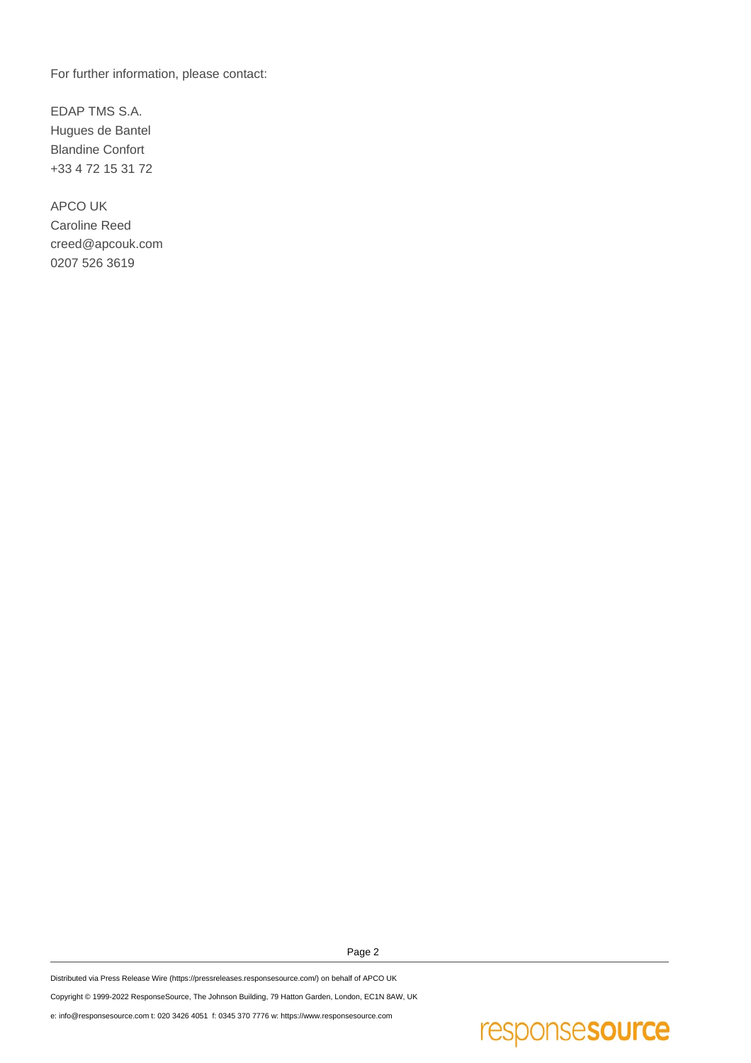For further information, please contact:

EDAP TMS S.A.
Hugues de Bantel
Blandine Confort
+33 4 72 15 31 72

APCO UK
Caroline Reed
creed@apcouk.com
0207 526 3619